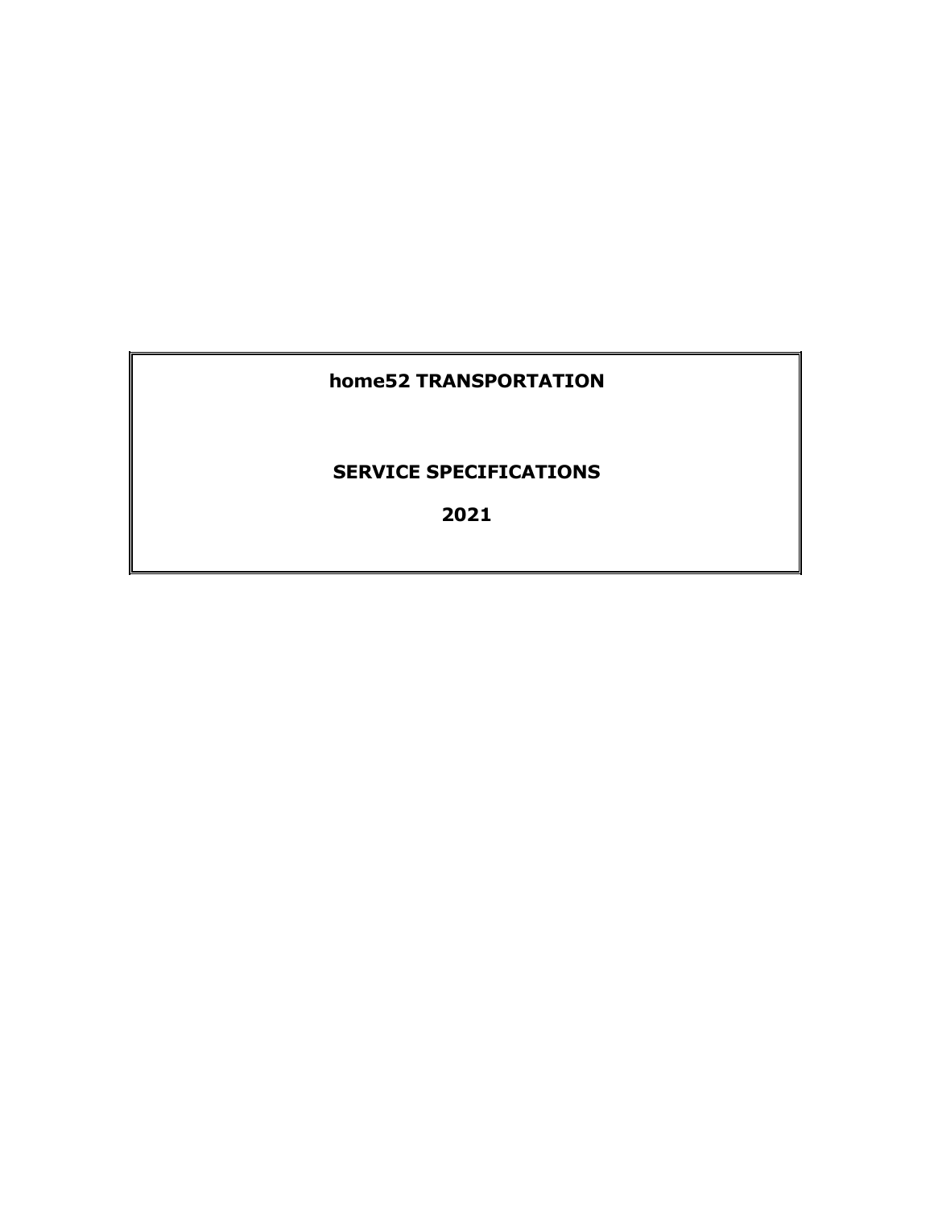# home52 TRANSPORTATION

## SERVICE SPECIFICATIONS

## 2021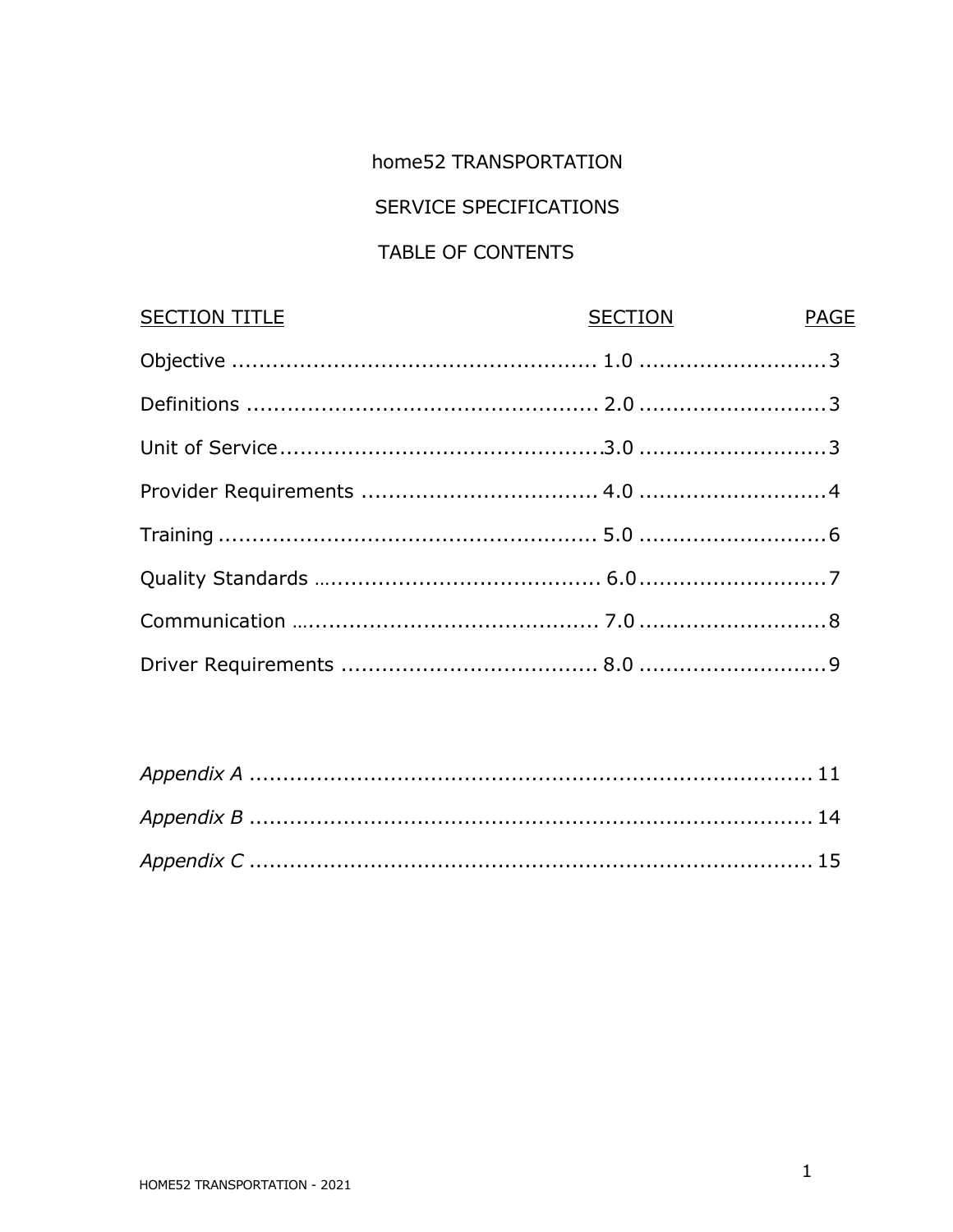# home52 TRANSPORTATION

## SERVICE SPECIFICATIONS

## TABLE OF CONTENTS

| SECTION TITLE | SECTION | PAGE |
|---|---|---|
| Objective | 1.0 | 3 |
| Definitions | 2.0 | 3 |
| Unit of Service | 3.0 | 3 |
| Provider Requirements | 4.0 | 4 |
| Training | 5.0 | 6 |
| Quality Standards | 6.0 | 7 |
| Communication | 7.0 | 8 |
| Driver Requirements | 8.0 | 9 |

| | |
|---|---|
| *Appendix A* | 11 |
| *Appendix B* | 14 |
| *Appendix C* | 15 |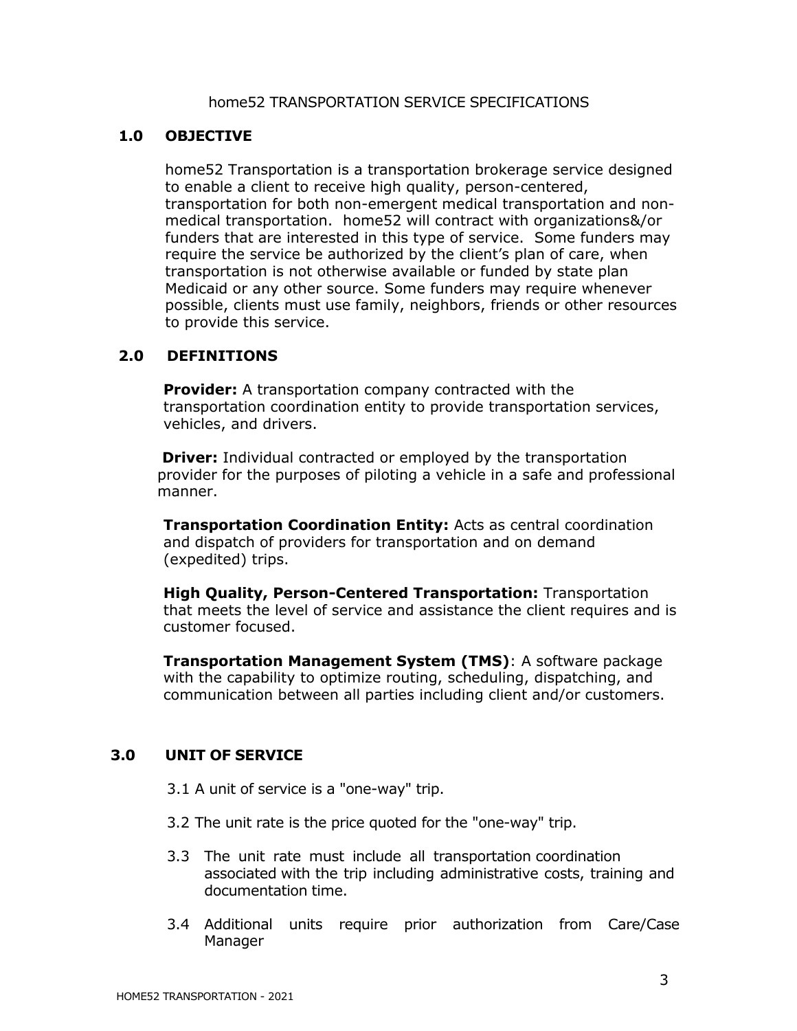# home52 TRANSPORTATION SERVICE SPECIFICATIONS

## 1.0 OBJECTIVE

home52 Transportation is a transportation brokerage service designed to enable a client to receive high quality, person-centered, transportation for both non-emergent medical transportation and non-medical transportation. home52 will contract with organizations&/or funders that are interested in this type of service. Some funders may require the service be authorized by the client's plan of care, when transportation is not otherwise available or funded by state plan Medicaid or any other source. Some funders may require whenever possible, clients must use family, neighbors, friends or other resources to provide this service.

## 2.0 DEFINITIONS

**Provider:** A transportation company contracted with the transportation coordination entity to provide transportation services, vehicles, and drivers.

**Driver:** Individual contracted or employed by the transportation provider for the purposes of piloting a vehicle in a safe and professional manner.

**Transportation Coordination Entity:** Acts as central coordination and dispatch of providers for transportation and on demand (expedited) trips.

**High Quality, Person-Centered Transportation:** Transportation that meets the level of service and assistance the client requires and is customer focused.

**Transportation Management System (TMS)**: A software package with the capability to optimize routing, scheduling, dispatching, and communication between all parties including client and/or customers.

## 3.0 UNIT OF SERVICE

3.1 A unit of service is a "one-way" trip.

3.2 The unit rate is the price quoted for the "one-way" trip.

3.3 The unit rate must include all transportation coordination associated with the trip including administrative costs, training and documentation time.

3.4 Additional units require prior authorization from Care/Case Manager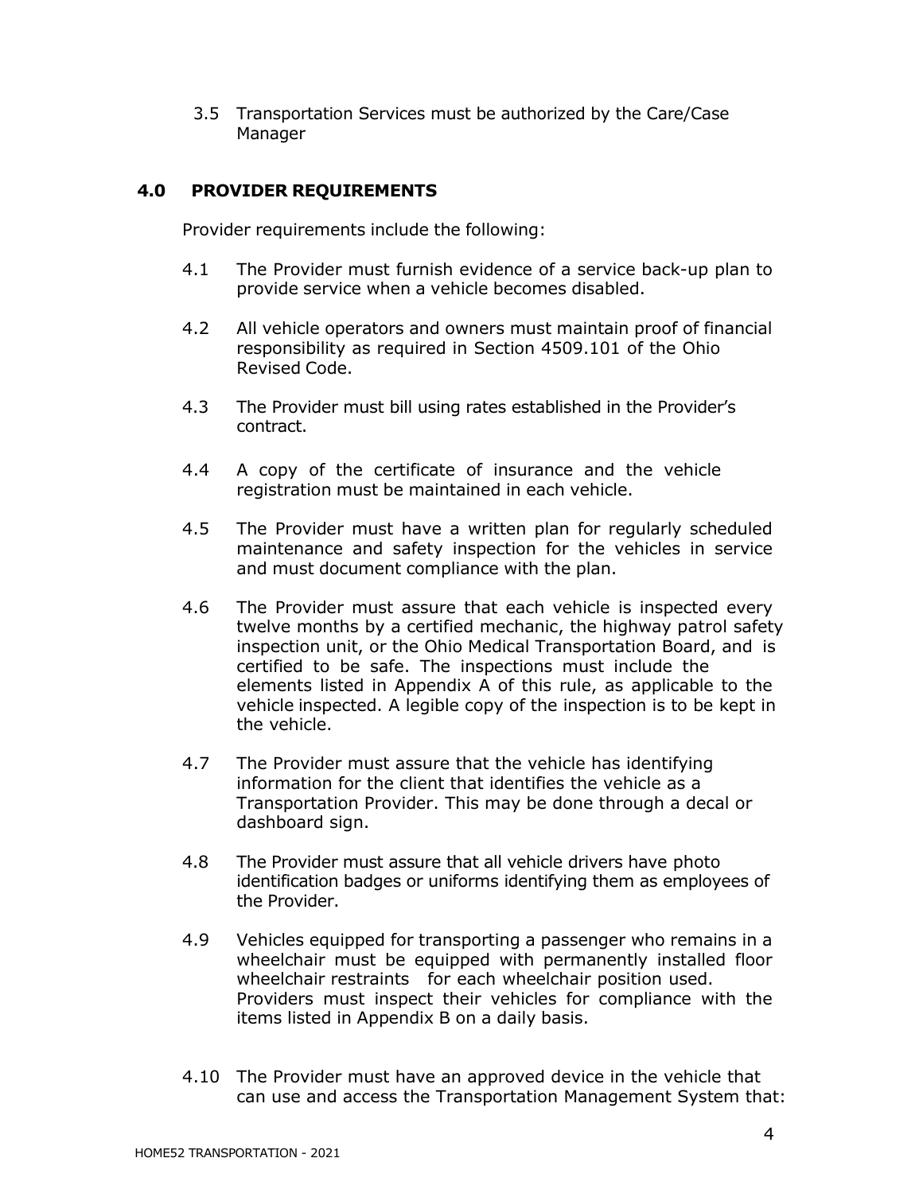3.5 Transportation Services must be authorized by the Care/Case Manager

## 4.0 PROVIDER REQUIREMENTS

Provider requirements include the following:

4.1 The Provider must furnish evidence of a service back-up plan to provide service when a vehicle becomes disabled.

4.2 All vehicle operators and owners must maintain proof of financial responsibility as required in Section 4509.101 of the Ohio Revised Code.

4.3 The Provider must bill using rates established in the Provider's contract.

4.4 A copy of the certificate of insurance and the vehicle registration must be maintained in each vehicle.

4.5 The Provider must have a written plan for regularly scheduled maintenance and safety inspection for the vehicles in service and must document compliance with the plan.

4.6 The Provider must assure that each vehicle is inspected every twelve months by a certified mechanic, the highway patrol safety inspection unit, or the Ohio Medical Transportation Board, and is certified to be safe. The inspections must include the elements listed in Appendix A of this rule, as applicable to the vehicle inspected. A legible copy of the inspection is to be kept in the vehicle.

4.7 The Provider must assure that the vehicle has identifying information for the client that identifies the vehicle as a Transportation Provider. This may be done through a decal or dashboard sign.

4.8 The Provider must assure that all vehicle drivers have photo identification badges or uniforms identifying them as employees of the Provider.

4.9 Vehicles equipped for transporting a passenger who remains in a wheelchair must be equipped with permanently installed floor wheelchair restraints for each wheelchair position used. Providers must inspect their vehicles for compliance with the items listed in Appendix B on a daily basis.

4.10 The Provider must have an approved device in the vehicle that can use and access the Transportation Management System that: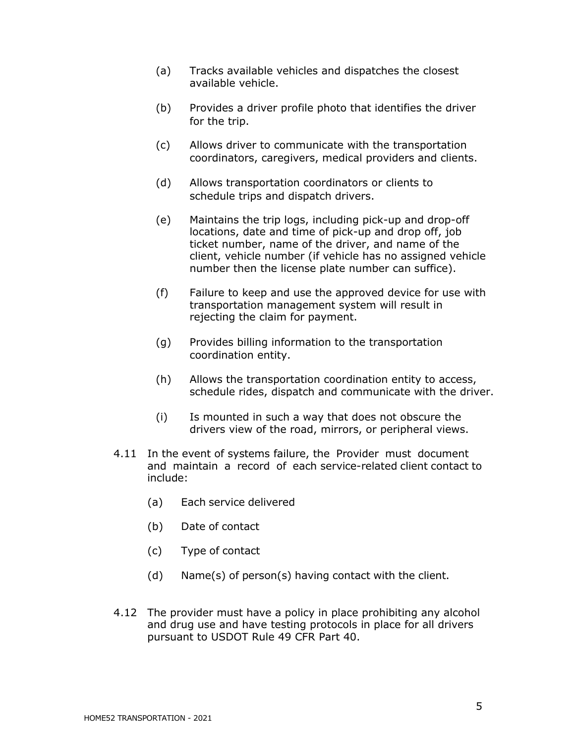(a) Tracks available vehicles and dispatches the closest available vehicle.

(b) Provides a driver profile photo that identifies the driver for the trip.

(c) Allows driver to communicate with the transportation coordinators, caregivers, medical providers and clients.

(d) Allows transportation coordinators or clients to schedule trips and dispatch drivers.

(e) Maintains the trip logs, including pick-up and drop-off locations, date and time of pick-up and drop off, job ticket number, name of the driver, and name of the client, vehicle number (if vehicle has no assigned vehicle number then the license plate number can suffice).

(f) Failure to keep and use the approved device for use with transportation management system will result in rejecting the claim for payment.

(g) Provides billing information to the transportation coordination entity.

(h) Allows the transportation coordination entity to access, schedule rides, dispatch and communicate with the driver.

(i) Is mounted in such a way that does not obscure the drivers view of the road, mirrors, or peripheral views.

4.11 In the event of systems failure, the Provider must document and maintain a record of each service-related client contact to include:

(a) Each service delivered

(b) Date of contact

(c) Type of contact

(d) Name(s) of person(s) having contact with the client.

4.12 The provider must have a policy in place prohibiting any alcohol and drug use and have testing protocols in place for all drivers pursuant to USDOT Rule 49 CFR Part 40.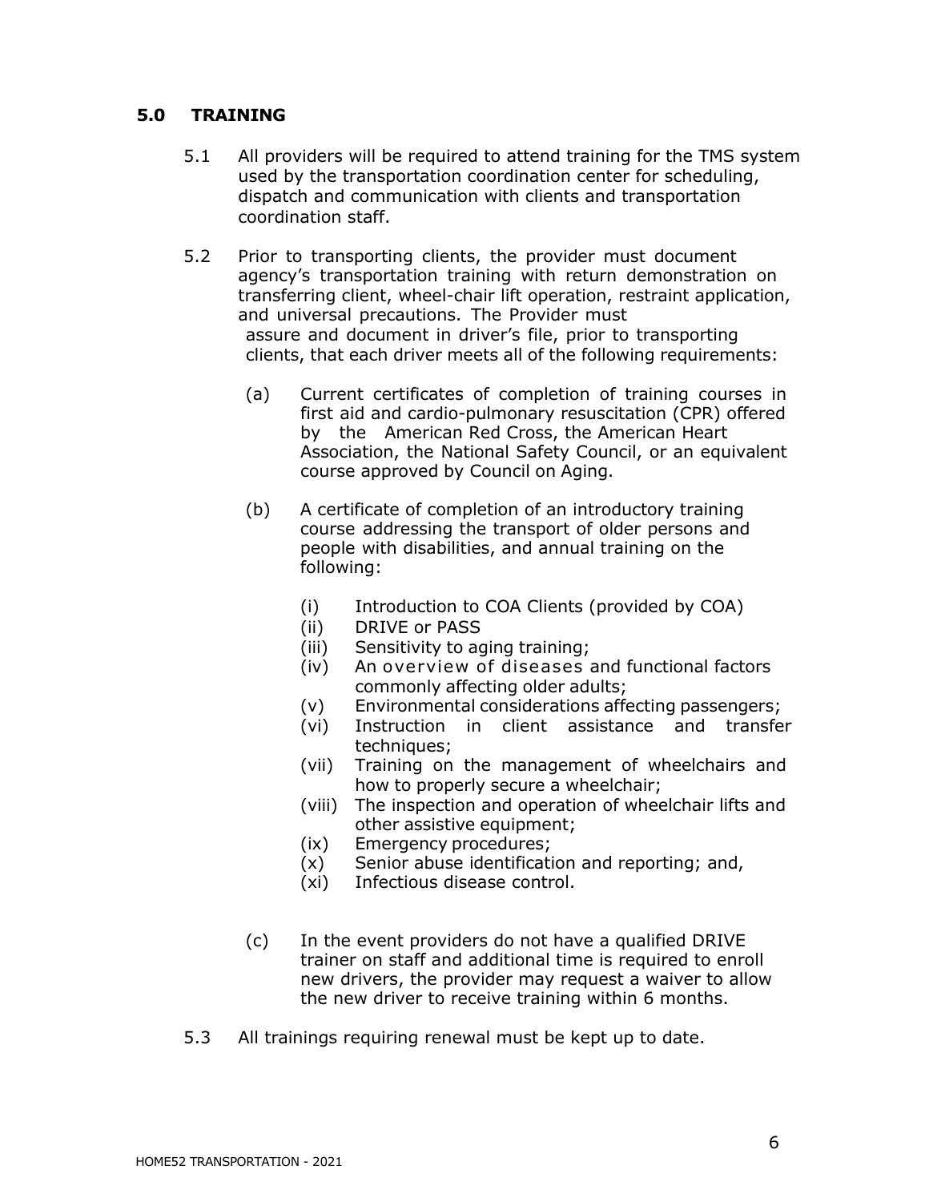## 5.0 TRAINING

5.1 All providers will be required to attend training for the TMS system used by the transportation coordination center for scheduling, dispatch and communication with clients and transportation coordination staff.

5.2 Prior to transporting clients, the provider must document agency's transportation training with return demonstration on transferring client, wheel-chair lift operation, restraint application, and universal precautions. The Provider must assure and document in driver's file, prior to transporting clients, that each driver meets all of the following requirements:

(a) Current certificates of completion of training courses in first aid and cardio-pulmonary resuscitation (CPR) offered by the American Red Cross, the American Heart Association, the National Safety Council, or an equivalent course approved by Council on Aging.

(b) A certificate of completion of an introductory training course addressing the transport of older persons and people with disabilities, and annual training on the following:

- (i) Introduction to COA Clients (provided by COA)
- (ii) DRIVE or PASS
- (iii) Sensitivity to aging training;
- (iv) An overview of diseases and functional factors commonly affecting older adults;
- (v) Environmental considerations affecting passengers;
- (vi) Instruction in client assistance and transfer techniques;
- (vii) Training on the management of wheelchairs and how to properly secure a wheelchair;
- (viii) The inspection and operation of wheelchair lifts and other assistive equipment;
- (ix) Emergency procedures;
- (x) Senior abuse identification and reporting; and,
- (xi) Infectious disease control.

(c) In the event providers do not have a qualified DRIVE trainer on staff and additional time is required to enroll new drivers, the provider may request a waiver to allow the new driver to receive training within 6 months.

5.3 All trainings requiring renewal must be kept up to date.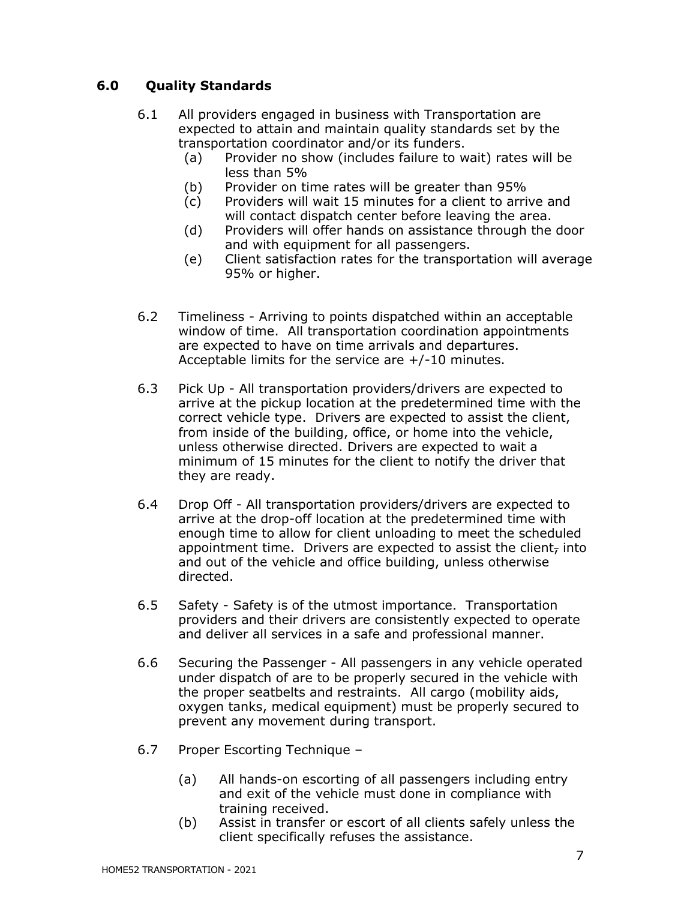## 6.0 Quality Standards

6.1 All providers engaged in business with Transportation are expected to attain and maintain quality standards set by the transportation coordinator and/or its funders.

  (a) Provider no show (includes failure to wait) rates will be less than 5%
  (b) Provider on time rates will be greater than 95%
  (c) Providers will wait 15 minutes for a client to arrive and will contact dispatch center before leaving the area.
  (d) Providers will offer hands on assistance through the door and with equipment for all passengers.
  (e) Client satisfaction rates for the transportation will average 95% or higher.

6.2 Timeliness - Arriving to points dispatched within an acceptable window of time. All transportation coordination appointments are expected to have on time arrivals and departures. Acceptable limits for the service are +/-10 minutes.

6.3 Pick Up - All transportation providers/drivers are expected to arrive at the pickup location at the predetermined time with the correct vehicle type. Drivers are expected to assist the client, from inside of the building, office, or home into the vehicle, unless otherwise directed. Drivers are expected to wait a minimum of 15 minutes for the client to notify the driver that they are ready.

6.4 Drop Off - All transportation providers/drivers are expected to arrive at the drop-off location at the predetermined time with enough time to allow for client unloading to meet the scheduled appointment time. Drivers are expected to assist the client, into and out of the vehicle and office building, unless otherwise directed.

6.5 Safety - Safety is of the utmost importance. Transportation providers and their drivers are consistently expected to operate and deliver all services in a safe and professional manner.

6.6 Securing the Passenger - All passengers in any vehicle operated under dispatch of are to be properly secured in the vehicle with the proper seatbelts and restraints. All cargo (mobility aids, oxygen tanks, medical equipment) must be properly secured to prevent any movement during transport.

6.7 Proper Escorting Technique –

  (a) All hands-on escorting of all passengers including entry and exit of the vehicle must done in compliance with training received.
  (b) Assist in transfer or escort of all clients safely unless the client specifically refuses the assistance.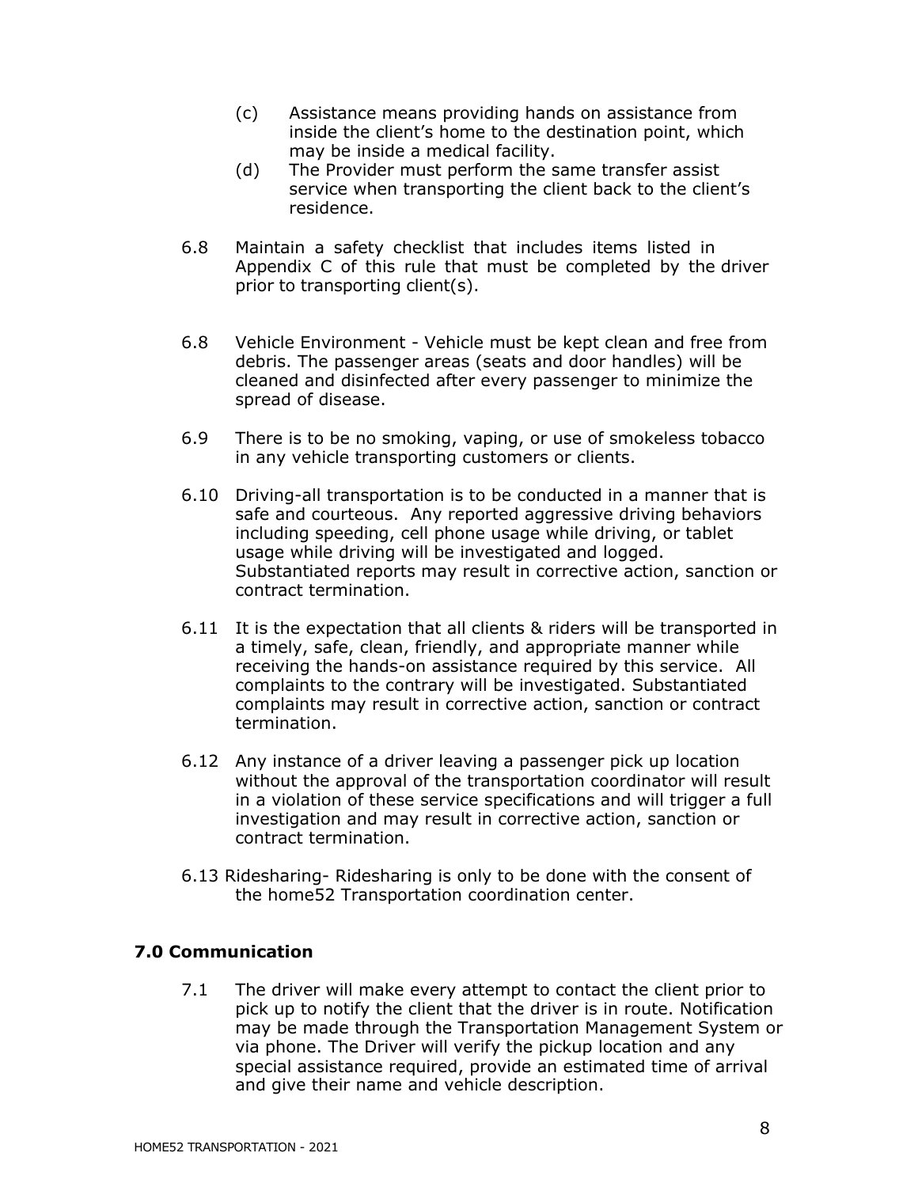(c) Assistance means providing hands on assistance from inside the client's home to the destination point, which may be inside a medical facility.

(d) The Provider must perform the same transfer assist service when transporting the client back to the client's residence.

6.8 Maintain a safety checklist that includes items listed in Appendix C of this rule that must be completed by the driver prior to transporting client(s).

6.8 Vehicle Environment - Vehicle must be kept clean and free from debris. The passenger areas (seats and door handles) will be cleaned and disinfected after every passenger to minimize the spread of disease.

6.9 There is to be no smoking, vaping, or use of smokeless tobacco in any vehicle transporting customers or clients.

6.10 Driving-all transportation is to be conducted in a manner that is safe and courteous. Any reported aggressive driving behaviors including speeding, cell phone usage while driving, or tablet usage while driving will be investigated and logged. Substantiated reports may result in corrective action, sanction or contract termination.

6.11 It is the expectation that all clients & riders will be transported in a timely, safe, clean, friendly, and appropriate manner while receiving the hands-on assistance required by this service. All complaints to the contrary will be investigated. Substantiated complaints may result in corrective action, sanction or contract termination.

6.12 Any instance of a driver leaving a passenger pick up location without the approval of the transportation coordinator will result in a violation of these service specifications and will trigger a full investigation and may result in corrective action, sanction or contract termination.

6.13 Ridesharing- Ridesharing is only to be done with the consent of the home52 Transportation coordination center.

## 7.0 Communication

7.1 The driver will make every attempt to contact the client prior to pick up to notify the client that the driver is in route. Notification may be made through the Transportation Management System or via phone. The Driver will verify the pickup location and any special assistance required, provide an estimated time of arrival and give their name and vehicle description.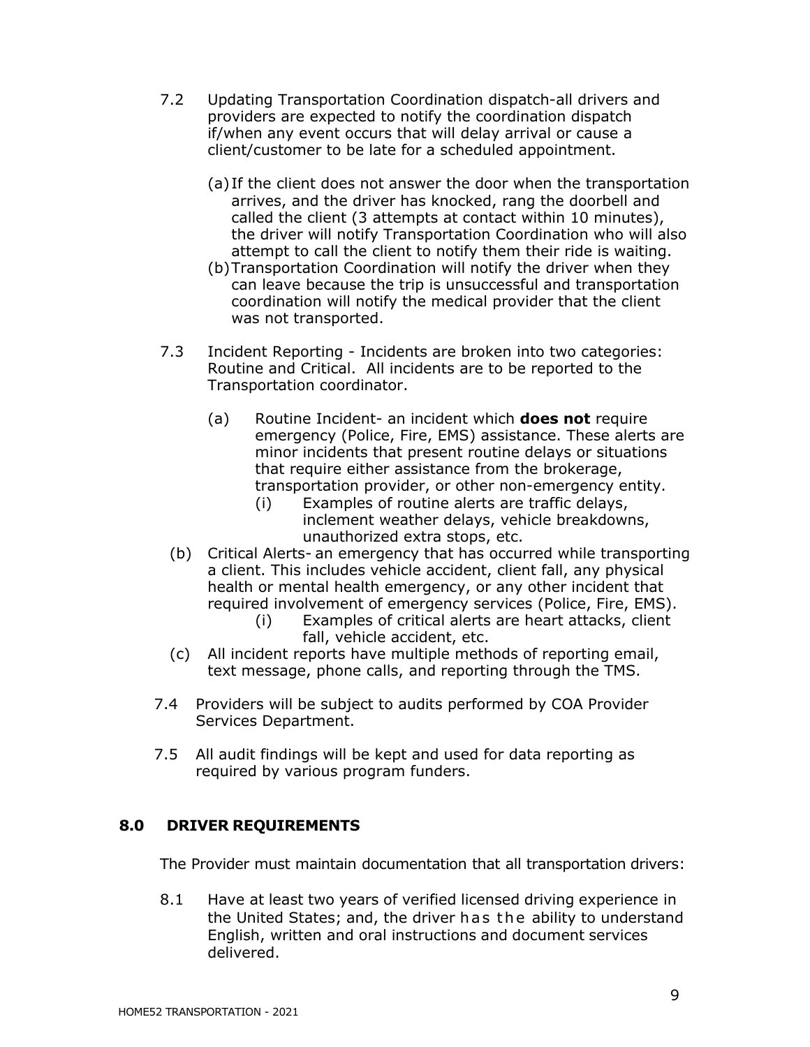7.2 Updating Transportation Coordination dispatch-all drivers and providers are expected to notify the coordination dispatch if/when any event occurs that will delay arrival or cause a client/customer to be late for a scheduled appointment.

(a) If the client does not answer the door when the transportation arrives, and the driver has knocked, rang the doorbell and called the client (3 attempts at contact within 10 minutes), the driver will notify Transportation Coordination who will also attempt to call the client to notify them their ride is waiting.

(b) Transportation Coordination will notify the driver when they can leave because the trip is unsuccessful and transportation coordination will notify the medical provider that the client was not transported.

7.3 Incident Reporting - Incidents are broken into two categories: Routine and Critical. All incidents are to be reported to the Transportation coordinator.

(a) Routine Incident- an incident which **does not** require emergency (Police, Fire, EMS) assistance. These alerts are minor incidents that present routine delays or situations that require either assistance from the brokerage, transportation provider, or other non-emergency entity.

(i) Examples of routine alerts are traffic delays, inclement weather delays, vehicle breakdowns, unauthorized extra stops, etc.

(b) Critical Alerts- an emergency that has occurred while transporting a client. This includes vehicle accident, client fall, any physical health or mental health emergency, or any other incident that required involvement of emergency services (Police, Fire, EMS).

(i) Examples of critical alerts are heart attacks, client fall, vehicle accident, etc.

(c) All incident reports have multiple methods of reporting email, text message, phone calls, and reporting through the TMS.

7.4 Providers will be subject to audits performed by COA Provider Services Department.

7.5 All audit findings will be kept and used for data reporting as required by various program funders.

## 8.0 DRIVER REQUIREMENTS

The Provider must maintain documentation that all transportation drivers:

8.1 Have at least two years of verified licensed driving experience in the United States; and, the driver has the ability to understand English, written and oral instructions and document services delivered.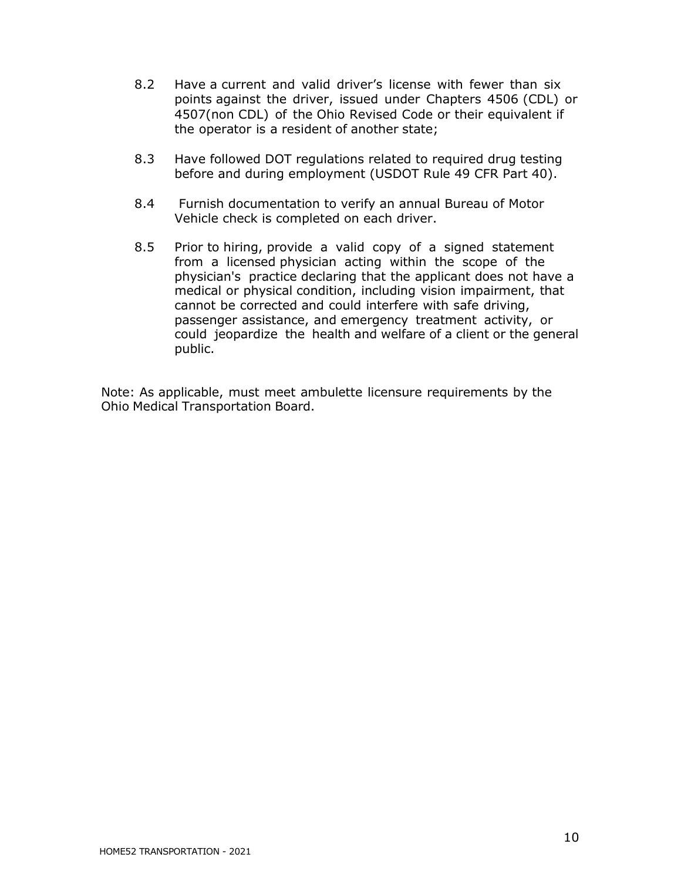8.2 Have a current and valid driver's license with fewer than six points against the driver, issued under Chapters 4506 (CDL) or 4507(non CDL) of the Ohio Revised Code or their equivalent if the operator is a resident of another state;

8.3 Have followed DOT regulations related to required drug testing before and during employment (USDOT Rule 49 CFR Part 40).

8.4 Furnish documentation to verify an annual Bureau of Motor Vehicle check is completed on each driver.

8.5 Prior to hiring, provide a valid copy of a signed statement from a licensed physician acting within the scope of the physician's practice declaring that the applicant does not have a medical or physical condition, including vision impairment, that cannot be corrected and could interfere with safe driving, passenger assistance, and emergency treatment activity, or could jeopardize the health and welfare of a client or the general public.

Note: As applicable, must meet ambulette licensure requirements by the Ohio Medical Transportation Board.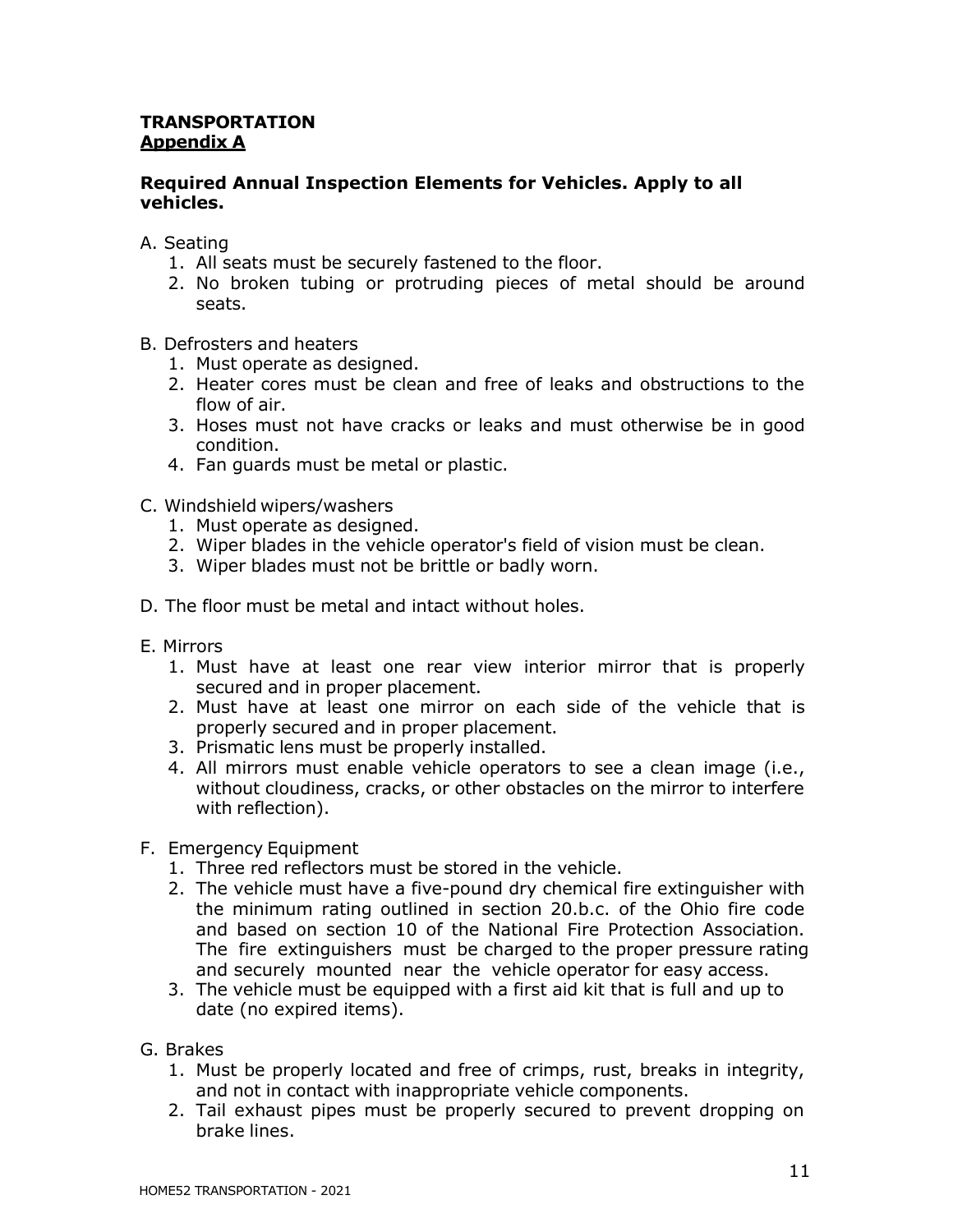**TRANSPORTATION**
**Appendix A**

### Required Annual Inspection Elements for Vehicles. Apply to all vehicles.

A. Seating
   1. All seats must be securely fastened to the floor.
   2. No broken tubing or protruding pieces of metal should be around seats.

B. Defrosters and heaters
   1. Must operate as designed.
   2. Heater cores must be clean and free of leaks and obstructions to the flow of air.
   3. Hoses must not have cracks or leaks and must otherwise be in good condition.
   4. Fan guards must be metal or plastic.

C. Windshield wipers/washers
   1. Must operate as designed.
   2. Wiper blades in the vehicle operator's field of vision must be clean.
   3. Wiper blades must not be brittle or badly worn.

D. The floor must be metal and intact without holes.

E. Mirrors
   1. Must have at least one rear view interior mirror that is properly secured and in proper placement.
   2. Must have at least one mirror on each side of the vehicle that is properly secured and in proper placement.
   3. Prismatic lens must be properly installed.
   4. All mirrors must enable vehicle operators to see a clean image (i.e., without cloudiness, cracks, or other obstacles on the mirror to interfere with reflection).

F. Emergency Equipment
   1. Three red reflectors must be stored in the vehicle.
   2. The vehicle must have a five-pound dry chemical fire extinguisher with the minimum rating outlined in section 20.b.c. of the Ohio fire code and based on section 10 of the National Fire Protection Association. The fire extinguishers must be charged to the proper pressure rating and securely mounted near the vehicle operator for easy access.
   3. The vehicle must be equipped with a first aid kit that is full and up to date (no expired items).

G. Brakes
   1. Must be properly located and free of crimps, rust, breaks in integrity, and not in contact with inappropriate vehicle components.
   2. Tail exhaust pipes must be properly secured to prevent dropping on brake lines.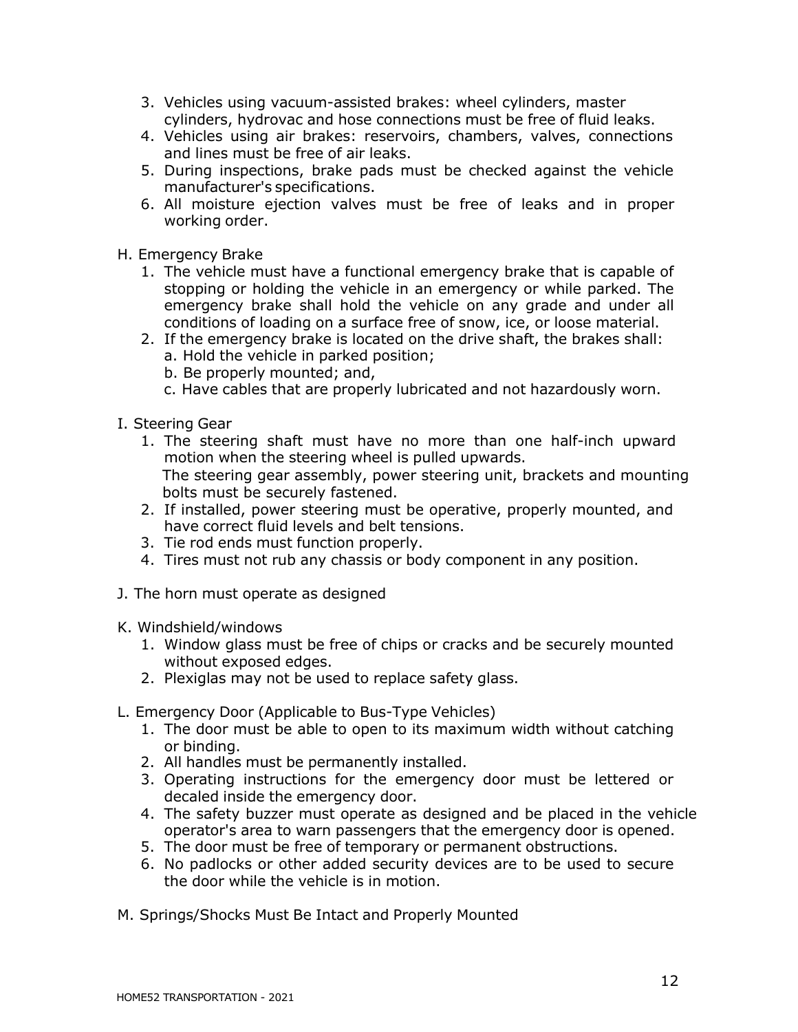3. Vehicles using vacuum-assisted brakes: wheel cylinders, master cylinders, hydrovac and hose connections must be free of fluid leaks.
4. Vehicles using air brakes: reservoirs, chambers, valves, connections and lines must be free of air leaks.
5. During inspections, brake pads must be checked against the vehicle manufacturer's specifications.
6. All moisture ejection valves must be free of leaks and in proper working order.

H. Emergency Brake

1. The vehicle must have a functional emergency brake that is capable of stopping or holding the vehicle in an emergency or while parked. The emergency brake shall hold the vehicle on any grade and under all conditions of loading on a surface free of snow, ice, or loose material.
2. If the emergency brake is located on the drive shaft, the brakes shall:
   a. Hold the vehicle in parked position;
   b. Be properly mounted; and,
   c. Have cables that are properly lubricated and not hazardously worn.

I. Steering Gear

1. The steering shaft must have no more than one half-inch upward motion when the steering wheel is pulled upwards.
   The steering gear assembly, power steering unit, brackets and mounting bolts must be securely fastened.
2. If installed, power steering must be operative, properly mounted, and have correct fluid levels and belt tensions.
3. Tie rod ends must function properly.
4. Tires must not rub any chassis or body component in any position.

J. The horn must operate as designed

K. Windshield/windows

1. Window glass must be free of chips or cracks and be securely mounted without exposed edges.
2. Plexiglas may not be used to replace safety glass.

L. Emergency Door (Applicable to Bus-Type Vehicles)

1. The door must be able to open to its maximum width without catching or binding.
2. All handles must be permanently installed.
3. Operating instructions for the emergency door must be lettered or decaled inside the emergency door.
4. The safety buzzer must operate as designed and be placed in the vehicle operator's area to warn passengers that the emergency door is opened.
5. The door must be free of temporary or permanent obstructions.
6. No padlocks or other added security devices are to be used to secure the door while the vehicle is in motion.

M. Springs/Shocks Must Be Intact and Properly Mounted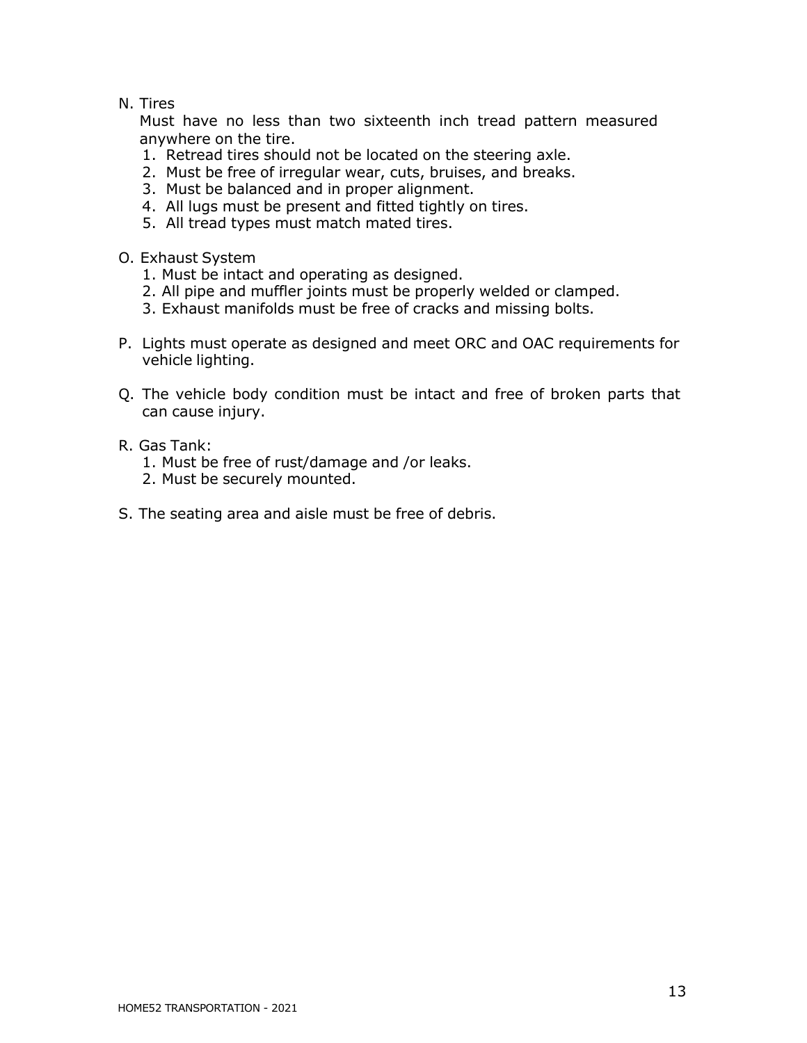N. Tires

Must have no less than two sixteenth inch tread pattern measured anywhere on the tire.

1. Retread tires should not be located on the steering axle.
2. Must be free of irregular wear, cuts, bruises, and breaks.
3. Must be balanced and in proper alignment.
4. All lugs must be present and fitted tightly on tires.
5. All tread types must match mated tires.

O. Exhaust System

1. Must be intact and operating as designed.
2. All pipe and muffler joints must be properly welded or clamped.
3. Exhaust manifolds must be free of cracks and missing bolts.

P. Lights must operate as designed and meet ORC and OAC requirements for vehicle lighting.

Q. The vehicle body condition must be intact and free of broken parts that can cause injury.

R. Gas Tank:

1. Must be free of rust/damage and /or leaks.
2. Must be securely mounted.

S. The seating area and aisle must be free of debris.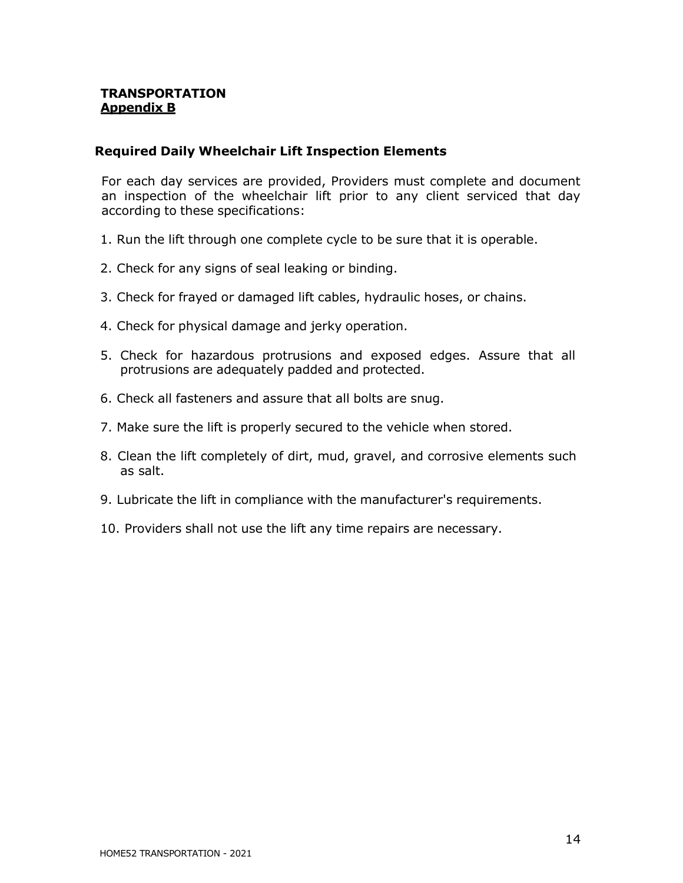**TRANSPORTATION**
**Appendix B**

## Required Daily Wheelchair Lift Inspection Elements

For each day services are provided, Providers must complete and document an inspection of the wheelchair lift prior to any client serviced that day according to these specifications:

1. Run the lift through one complete cycle to be sure that it is operable.
2. Check for any signs of seal leaking or binding.
3. Check for frayed or damaged lift cables, hydraulic hoses, or chains.
4. Check for physical damage and jerky operation.
5. Check for hazardous protrusions and exposed edges. Assure that all protrusions are adequately padded and protected.
6. Check all fasteners and assure that all bolts are snug.
7. Make sure the lift is properly secured to the vehicle when stored.
8. Clean the lift completely of dirt, mud, gravel, and corrosive elements such as salt.
9. Lubricate the lift in compliance with the manufacturer's requirements.
10. Providers shall not use the lift any time repairs are necessary.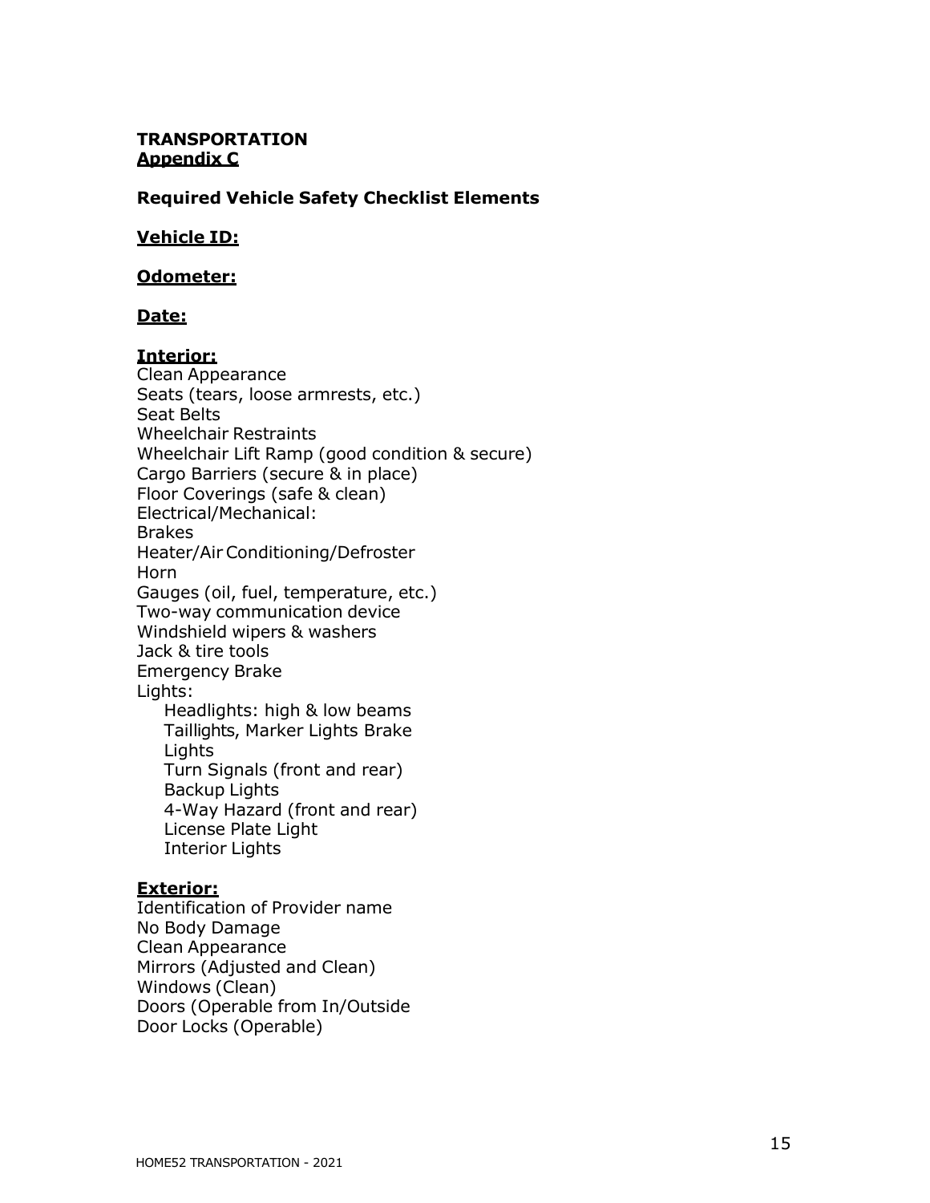**TRANSPORTATION**
**Appendix C**

**Required Vehicle Safety Checklist Elements**

**Vehicle ID:**

**Odometer:**

**Date:**

**Interior:**

Clean Appearance
Seats (tears, loose armrests, etc.)
Seat Belts
Wheelchair Restraints
Wheelchair Lift Ramp (good condition & secure)
Cargo Barriers (secure & in place)
Floor Coverings (safe & clean)
Electrical/Mechanical:
Brakes
Heater/Air Conditioning/Defroster
Horn
Gauges (oil, fuel, temperature, etc.)
Two-way communication device
Windshield wipers & washers
Jack & tire tools
Emergency Brake
Lights:

- Headlights: high & low beams
- Taillights, Marker Lights Brake Lights
- Turn Signals (front and rear)
- Backup Lights
- 4-Way Hazard (front and rear)
- License Plate Light
- Interior Lights

**Exterior:**

Identification of Provider name
No Body Damage
Clean Appearance
Mirrors (Adjusted and Clean)
Windows (Clean)
Doors (Operable from In/Outside
Door Locks (Operable)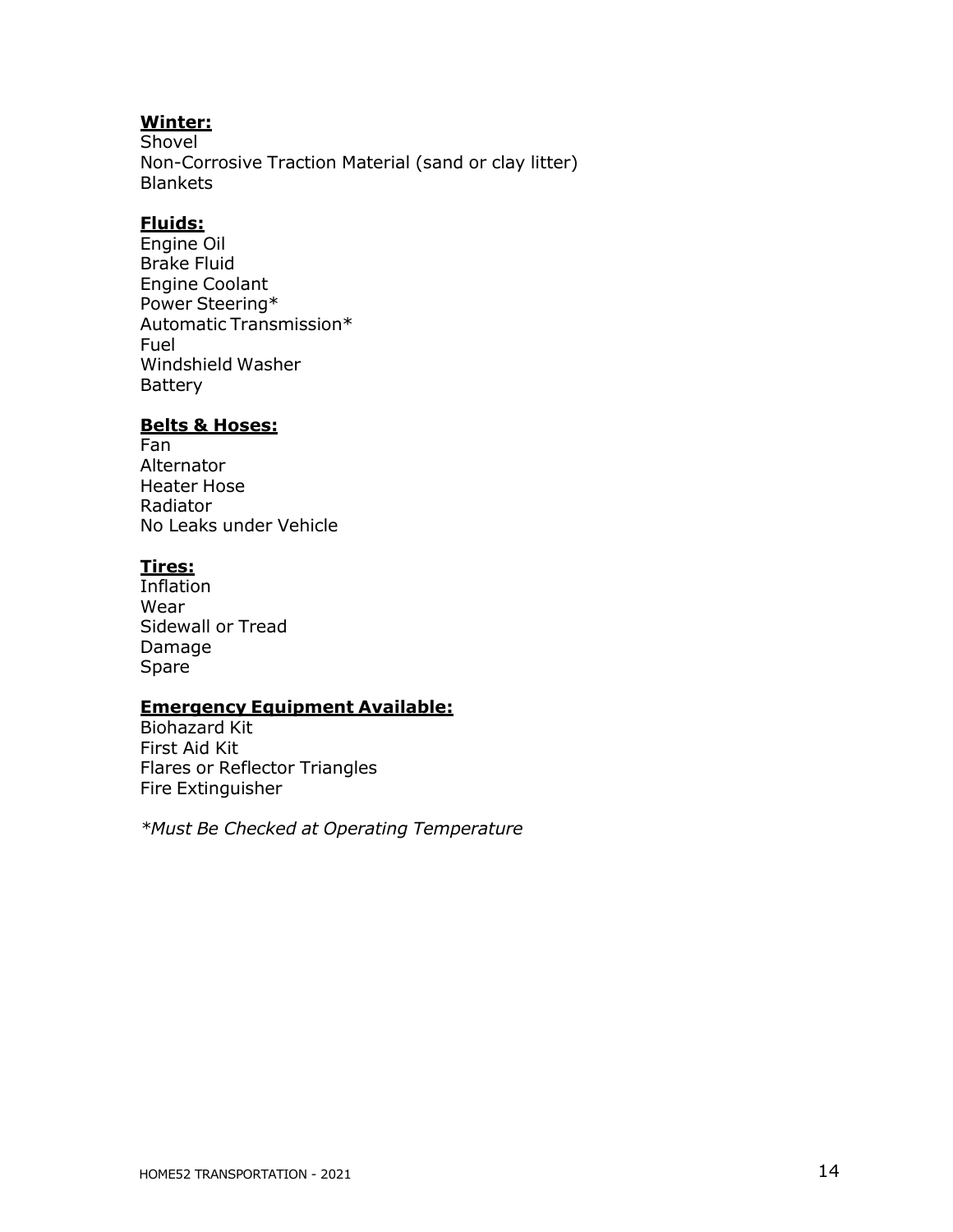**Winter:**
Shovel
Non-Corrosive Traction Material (sand or clay litter)
Blankets

**Fluids:**
Engine Oil
Brake Fluid
Engine Coolant
Power Steering*
Automatic Transmission*
Fuel
Windshield Washer
Battery

**Belts & Hoses:**
Fan
Alternator
Heater Hose
Radiator
No Leaks under Vehicle

**Tires:**
Inflation
Wear
Sidewall or Tread
Damage
Spare

**Emergency Equipment Available:**
Biohazard Kit
First Aid Kit
Flares or Reflector Triangles
Fire Extinguisher

*\*Must Be Checked at Operating Temperature*